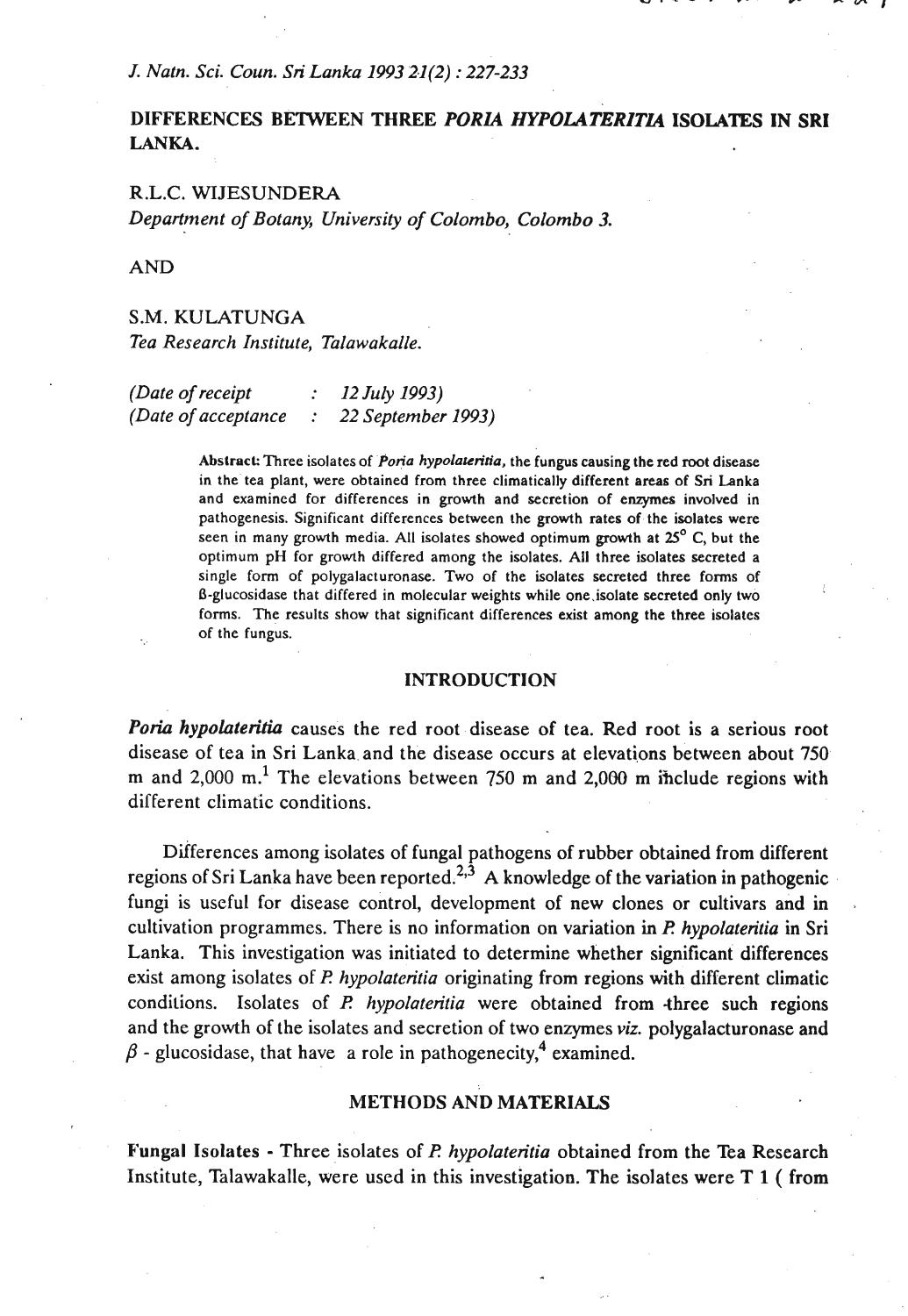*J. Natn. Sci. Coun. Sri Lanka 1993 21(2) : 227-233*

# DIFFERENCES BETWEEN THREE *PORIA HYPOLATERITIA* ISOLATES IN SRI LANKA.

R.L.C. WIJESUNDERA
*Department of Botany, University of Colombo, Colombo 3.*

AND

S.M. KULATUNGA
*Tea Research Institute, Talawakalle.*

*(Date of receipt : 12 July 1993)*
*(Date of acceptance : 22 September 1993)*

**Abstract:** Three isolates of *Poria hypolateritia*, the fungus causing the red root disease in the tea plant, were obtained from three climatically different areas of Sri Lanka and examined for differences in growth and secretion of enzymes involved in pathogenesis. Significant differences between the growth rates of the isolates were seen in many growth media. All isolates showed optimum growth at 25° C, but the optimum pH for growth differed among the isolates. All three isolates secreted a single form of polygalacturonase. Two of the isolates secreted three forms of ß-glucosidase that differed in molecular weights while one isolate secreted only two forms. The results show that significant differences exist among the three isolates of the fungus.

## INTRODUCTION

***Poria hypolateritia*** causes the red root disease of tea. Red root is a serious root disease of tea in Sri Lanka and the disease occurs at elevations between about 750 m and 2,000 m.[1] The elevations between 750 m and 2,000 m include regions with different climatic conditions.

Differences among isolates of fungal pathogens of rubber obtained from different regions of Sri Lanka have been reported.[2,3] A knowledge of the variation in pathogenic fungi is useful for disease control, development of new clones or cultivars and in cultivation programmes. There is no information on variation in *P. hypolateritia* in Sri Lanka. This investigation was initiated to determine whether significant differences exist among isolates of *P. hypolateritia* originating from regions with different climatic conditions. Isolates of *P. hypolateritia* were obtained from three such regions and the growth of the isolates and secretion of two enzymes *viz.* polygalacturonase and $\beta$ - glucosidase, that have a role in pathogenecity,[4] examined.

## METHODS AND MATERIALS

**Fungal Isolates** - Three isolates of *P. hypolateritia* obtained from the Tea Research Institute, Talawakalle, were used in this investigation. The isolates were T 1 ( from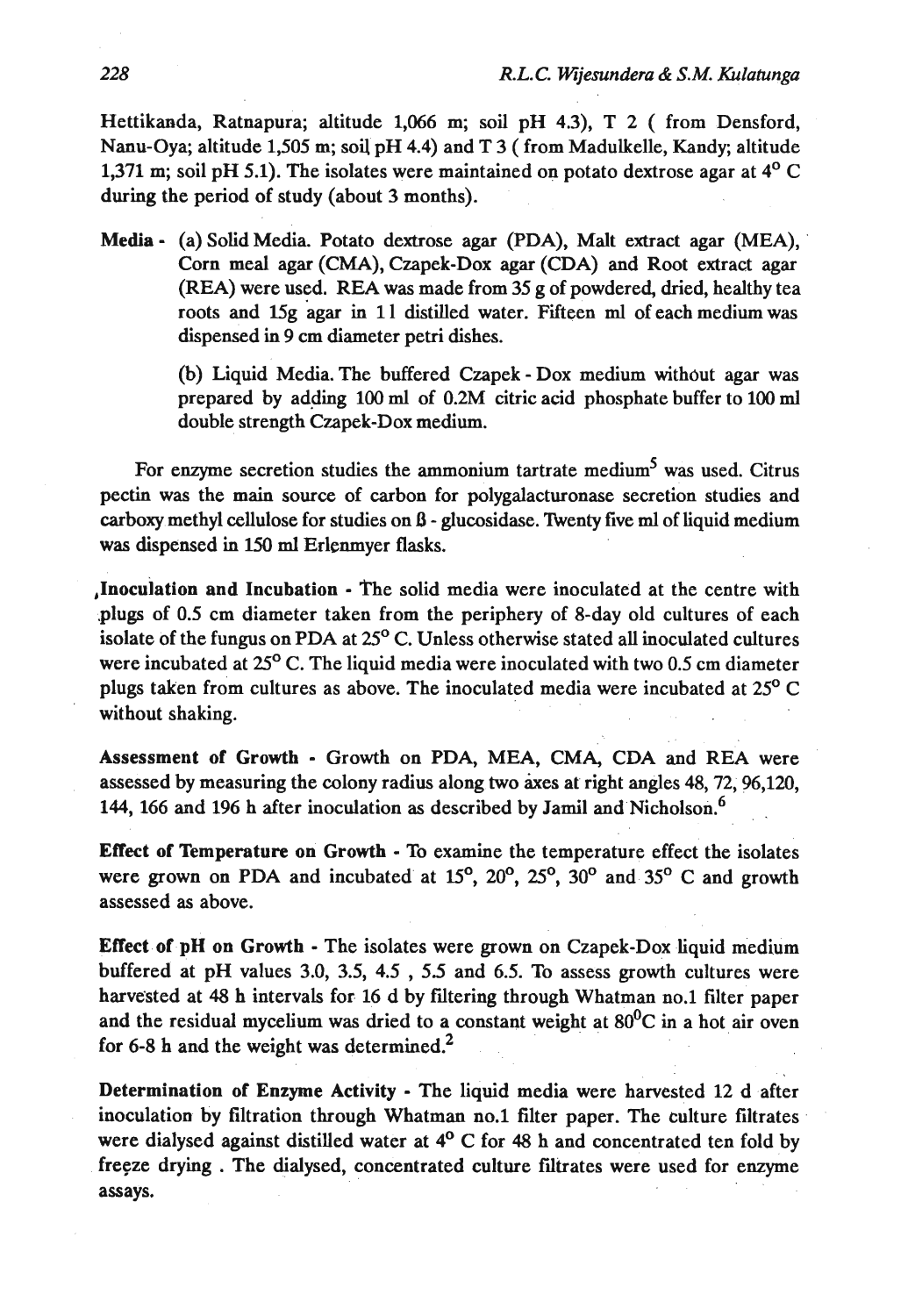Hettikanda, Ratnapura; altitude 1,066 m; soil pH 4.3), T 2 ( from Densford, Nanu-Oya; altitude 1,505 m; soil pH 4.4) and T 3 ( from Madulkelle, Kandy; altitude 1,371 m; soil pH 5.1). The isolates were maintained on potato dextrose agar at 4° C during the period of study (about 3 months).

**Media** - (a) Solid Media. Potato dextrose agar (PDA), Malt extract agar (MEA), Corn meal agar (CMA), Czapek-Dox agar (CDA) and Root extract agar (REA) were used. REA was made from 35 g of powdered, dried, healthy tea roots and 15g agar in 1 l distilled water. Fifteen ml of each medium was dispensed in 9 cm diameter petri dishes.

(b) Liquid Media. The buffered Czapek - Dox medium without agar was prepared by adding 100 ml of 0.2M citric acid phosphate buffer to 100 ml double strength Czapek-Dox medium.

For enzyme secretion studies the ammonium tartrate medium[5] was used. Citrus pectin was the main source of carbon for polygalacturonase secretion studies and carboxy methyl cellulose for studies on ß - glucosidase. Twenty five ml of liquid medium was dispensed in 150 ml Erlenmeyer flasks.

**Inoculation and Incubation** - The solid media were inoculated at the centre with plugs of 0.5 cm diameter taken from the periphery of 8-day old cultures of each isolate of the fungus on PDA at 25° C. Unless otherwise stated all inoculated cultures were incubated at 25° C. The liquid media were inoculated with two 0.5 cm diameter plugs taken from cultures as above. The inoculated media were incubated at 25° C without shaking.

**Assessment of Growth** - Growth on PDA, MEA, CMA, CDA and REA were assessed by measuring the colony radius along two axes at right angles 48, 72, 96,120, 144, 166 and 196 h after inoculation as described by Jamil and Nicholson.[6]

**Effect of Temperature on Growth** - To examine the temperature effect the isolates were grown on PDA and incubated at 15°, 20°, 25°, 30° and 35° C and growth assessed as above.

**Effect of pH on Growth** - The isolates were grown on Czapek-Dox liquid medium buffered at pH values 3.0, 3.5, 4.5 , 5.5 and 6.5. To assess growth cultures were harvested at 48 h intervals for 16 d by filtering through Whatman no.1 filter paper and the residual mycelium was dried to a constant weight at 80°C in a hot air oven for 6-8 h and the weight was determined.[2]

**Determination of Enzyme Activity** - The liquid media were harvested 12 d after inoculation by filtration through Whatman no.1 filter paper. The culture filtrates were dialysed against distilled water at 4° C for 48 h and concentrated ten fold by freeze drying . The dialysed, concentrated culture filtrates were used for enzyme assays.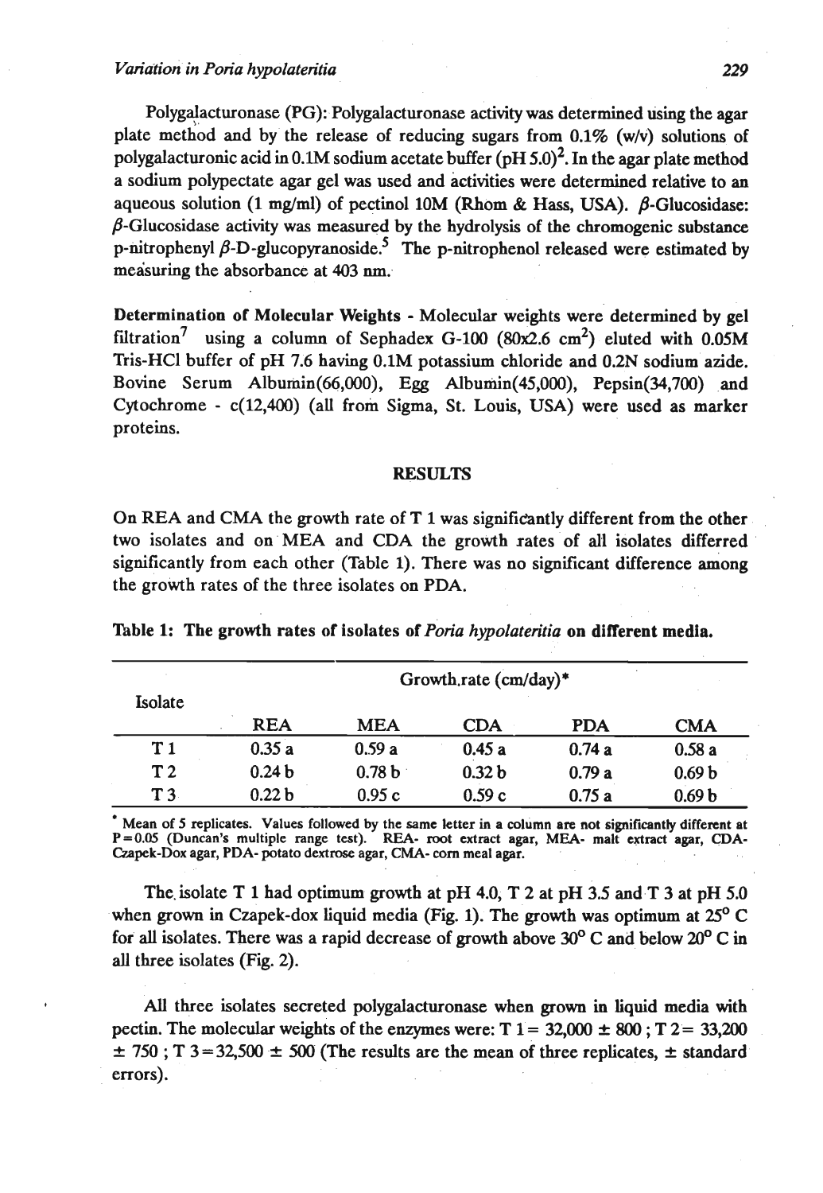Polygalacturonase (PG): Polygalacturonase activity was determined using the agar plate method and by the release of reducing sugars from 0.1% (w/v) solutions of polygalacturonic acid in 0.1M sodium acetate buffer (pH 5.0)[2]. In the agar plate method a sodium polypectate agar gel was used and activities were determined relative to an aqueous solution (1 mg/ml) of pectinol 10M (Rhom & Hass, USA). $\beta$-Glucosidase: $\beta$-Glucosidase activity was measured by the hydrolysis of the chromogenic substance p-nitrophenyl $\beta$-D-glucopyranoside.[5] The p-nitrophenol released were estimated by measuring the absorbance at 403 nm.

**Determination of Molecular Weights** - Molecular weights were determined by gel filtration[7] using a column of Sephadex G-100 (80x2.6 $cm^2$) eluted with 0.05M Tris-HCl buffer of pH 7.6 having 0.1M potassium chloride and 0.2N sodium azide. Bovine Serum Albumin(66,000), Egg Albumin(45,000), Pepsin(34,700) and Cytochrome - c(12,400) (all from Sigma, St. Louis, USA) were used as marker proteins.

## RESULTS

On REA and CMA the growth rate of T 1 was significantly different from the other two isolates and on MEA and CDA the growth rates of all isolates differred significantly from each other (Table 1). There was no significant difference among the growth rates of the three isolates on PDA.

**Table 1: The growth rates of isolates of *Poria hypolateritia* on different media.**

| Isolate | Growth rate (cm/day)* | | | | |
|---|---|---|---|---|---|
| | REA | MEA | CDA | PDA | CMA |
| T 1 | 0.35 a | 0.59 a | 0.45 a | 0.74 a | 0.58 a |
| T 2 | 0.24 b | 0.78 b | 0.32 b | 0.79 a | 0.69 b |
| T 3 | 0.22 b | 0.95 c | 0.59 c | 0.75 a | 0.69 b |

* Mean of 5 replicates. Values followed by the same letter in a column are not significantly different at P=0.05 (Duncan's multiple range test). REA- root extract agar, MEA- malt extract agar, CDA- Czapek-Dox agar, PDA- potato dextrose agar, CMA- corn meal agar.

The isolate T 1 had optimum growth at pH 4.0, T 2 at pH 3.5 and T 3 at pH 5.0 when grown in Czapek-dox liquid media (Fig. 1). The growth was optimum at 25° C for all isolates. There was a rapid decrease of growth above 30° C and below 20° C in all three isolates (Fig. 2).

All three isolates secreted polygalacturonase when grown in liquid media with pectin. The molecular weights of the enzymes were: T 1 = 32,000 ± 800 ; T 2 = 33,200 ± 750 ; T 3 = 32,500 ± 500 (The results are the mean of three replicates, ± standard errors).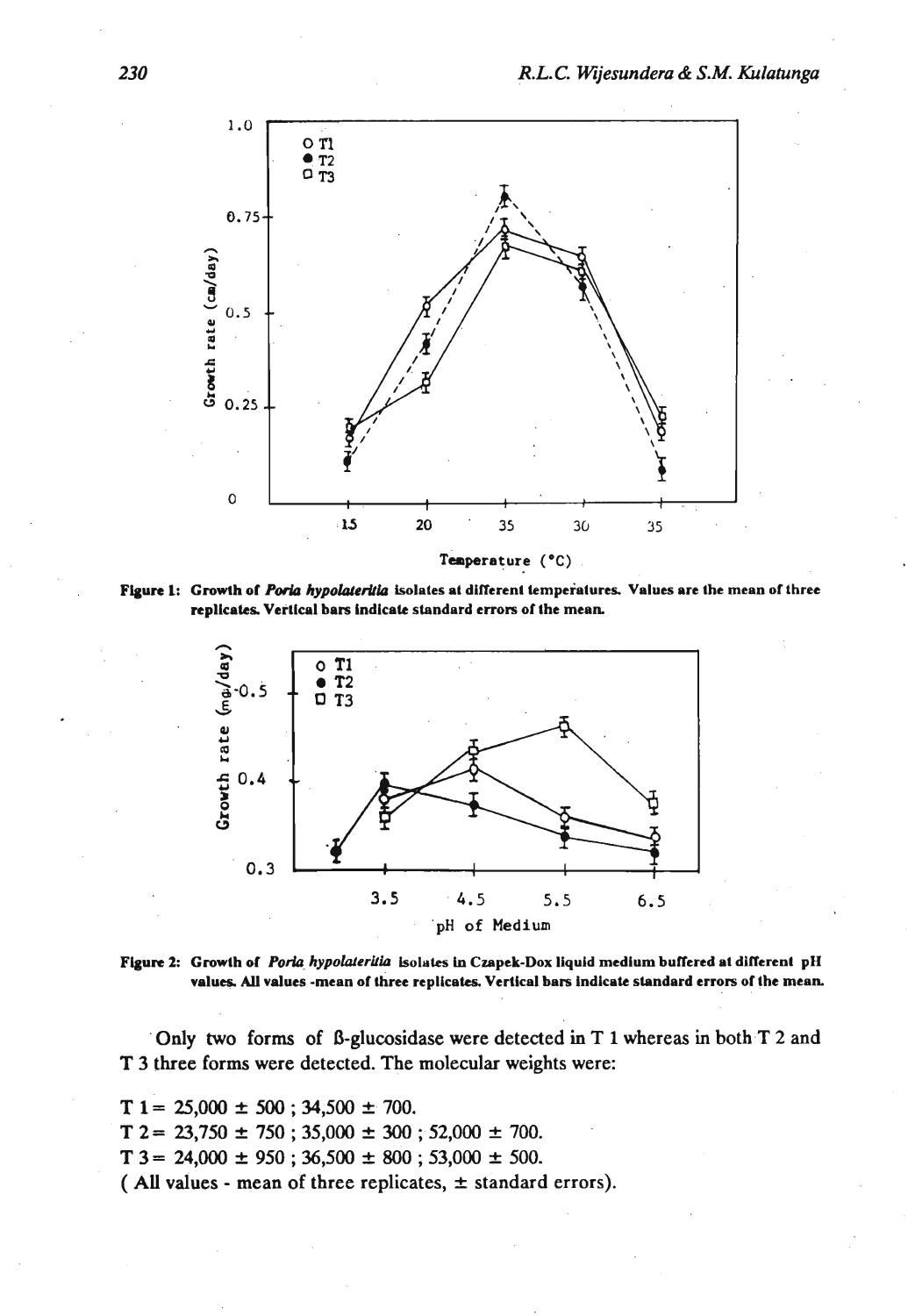**Figure 1: Growth of *Poria hypolateritia* isolates at different temperatures. Values are the mean of three replicates. Vertical bars indicate standard errors of the mean.**

**Figure 2: Growth of *Poria hypolateritia* isolates in Czapek-Dox liquid medium buffered at different pH values. All values -mean of three replicates. Vertical bars indicate standard errors of the mean.**

Only two forms of ß-glucosidase were detected in T 1 whereas in both T 2 and T 3 three forms were detected. The molecular weights were:

T 1 = 25,000 ± 500 ; 34,500 ± 700.
T 2 = 23,750 ± 750 ; 35,000 ± 300 ; 52,000 ± 700.
T 3 = 24,000 ± 950 ; 36,500 ± 800 ; 53,000 ± 500.
( All values - mean of three replicates, ± standard errors).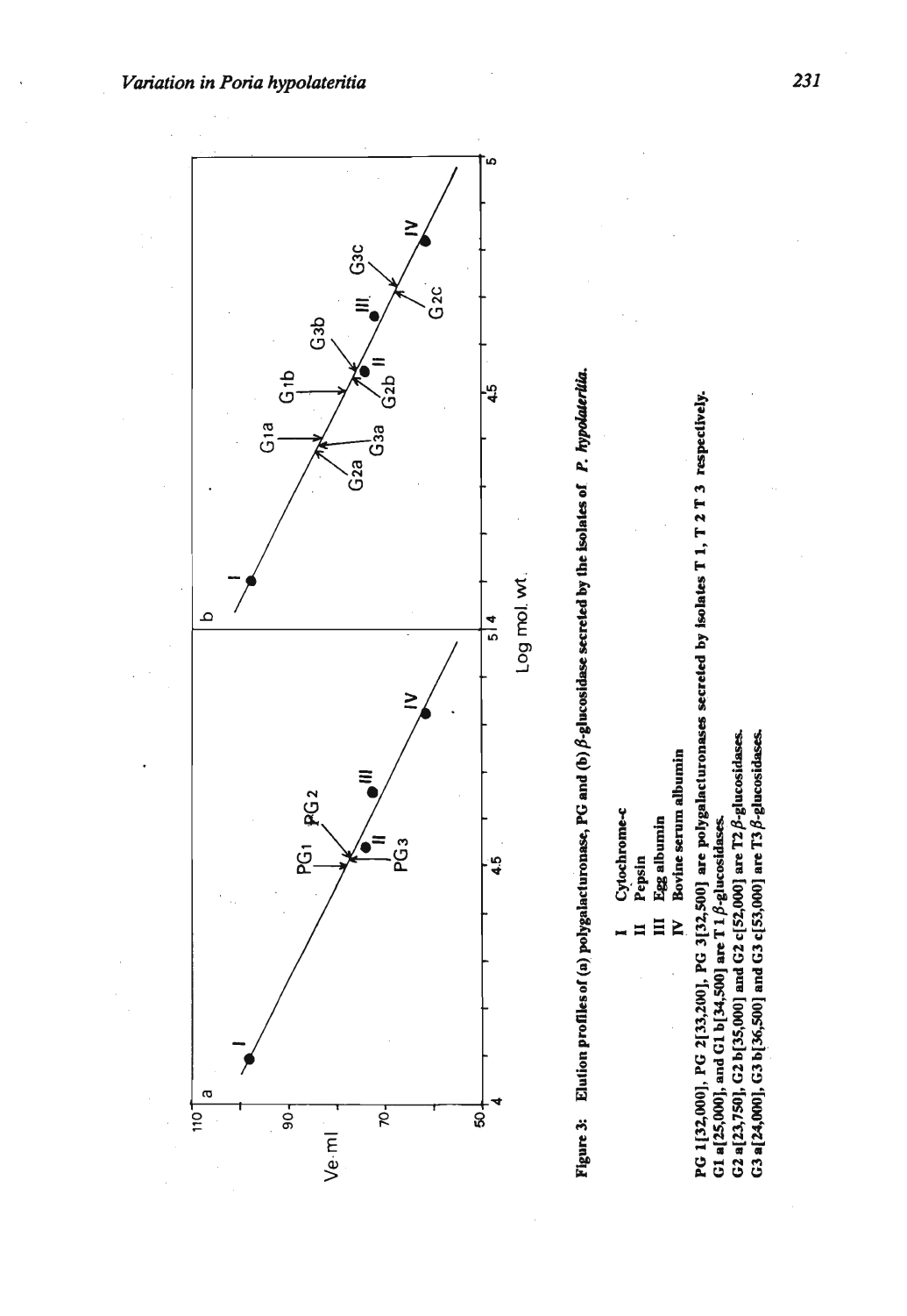**Figure 3:** Elution profiles of (a) polygalacturonase, PG and (b) $\beta$-glucosidase secreted by the isolates of *P. hypolateritia*.

I Cytochrome-c
II Pepsin
III Egg albumin
IV Bovine serum albumin

PG 1[32,000], PG 2[33,200], PG 3[32,500] are polygalacturonases secreted by isolates T 1, T 2 T 3 respectively.
G1 a[25,000], and G1 b[34,500] are T 1 $\beta$-glucosidases.
G2 a[23,750], G2 b[35,000] and G2 c[52,000] are T2 $\beta$-glucosidases.
G3 a[24,000], G3 b[36,500] and G3 c[53,000] are T3 $\beta$-glucosidases.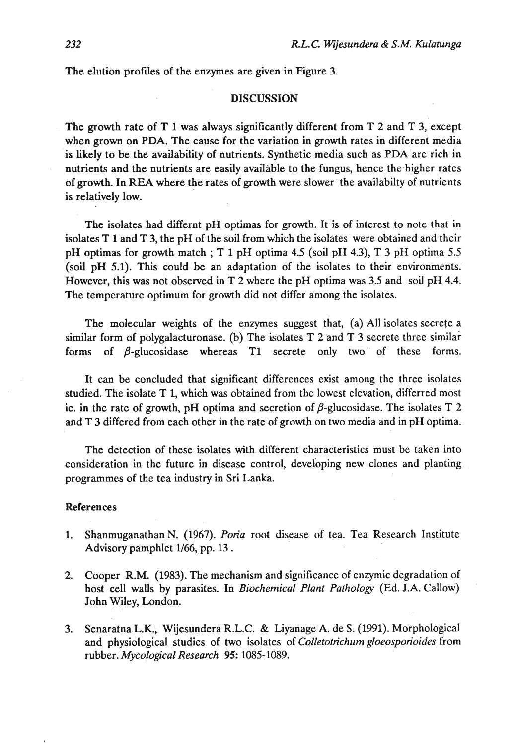The elution profiles of the enzymes are given in Figure 3.

## DISCUSSION

The growth rate of T 1 was always significantly different from T 2 and T 3, except when grown on PDA. The cause for the variation in growth rates in different media is likely to be the availability of nutrients. Synthetic media such as PDA are rich in nutrients and the nutrients are easily available to the fungus, hence the higher rates of growth. In REA where the rates of growth were slower the availabilty of nutrients is relatively low.

The isolates had differnt pH optimas for growth. It is of interest to note that in isolates T 1 and T 3, the pH of the soil from which the isolates were obtained and their pH optimas for growth match ; T 1 pH optima 4.5 (soil pH 4.3), T 3 pH optima 5.5 (soil pH 5.1). This could be an adaptation of the isolates to their environments. However, this was not observed in T 2 where the pH optima was 3.5 and soil pH 4.4. The temperature optimum for growth did not differ among the isolates.

The molecular weights of the enzymes suggest that, (a) All isolates secrete a similar form of polygalacturonase. (b) The isolates T 2 and T 3 secrete three similar forms of $\beta$-glucosidase whereas T1 secrete only two of these forms.

It can be concluded that significant differences exist among the three isolates studied. The isolate T 1, which was obtained from the lowest elevation, differred most ie. in the rate of growth, pH optima and secretion of $\beta$-glucosidase. The isolates T 2 and T 3 differed from each other in the rate of growth on two media and in pH optima.

The detection of these isolates with different characteristics must be taken into consideration in the future in disease control, developing new clones and planting programmes of the tea industry in Sri Lanka.

### References

1. Shanmuganathan N. (1967). *Poria* root disease of tea. Tea Research Institute Advisory pamphlet 1/66, pp. 13 .

2. Cooper R.M. (1983). The mechanism and significance of enzymic degradation of host cell walls by parasites. In *Biochemical Plant Pathology* (Ed. J.A. Callow) John Wiley, London.

3. Senaratna L.K., Wijesundera R.L.C. & Liyanage A. de S. (1991). Morphological and physiological studies of two isolates of *Colletotrichum gloeosporioides* from rubber. *Mycological Research* **95:** 1085-1089.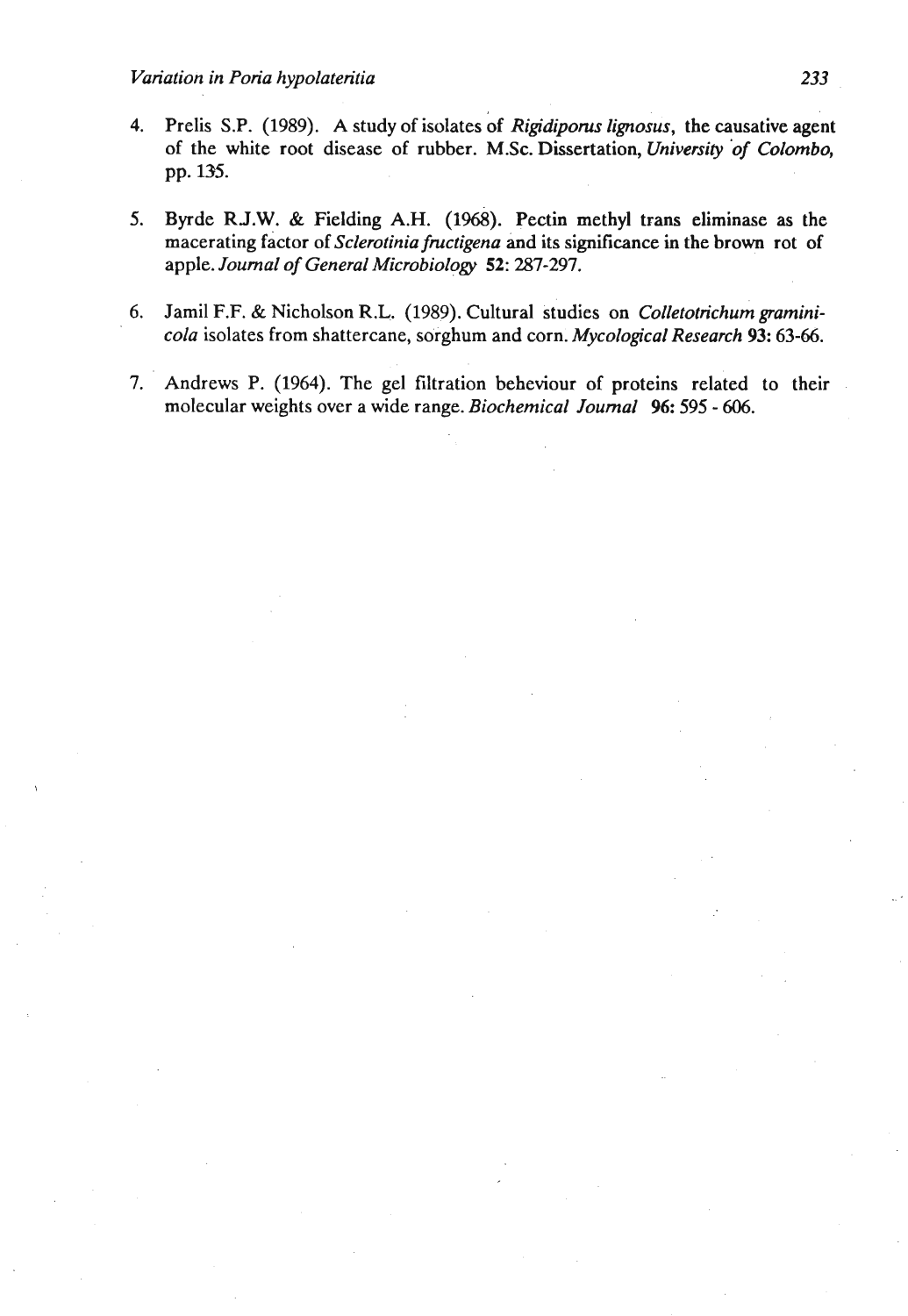4. Prelis S.P. (1989). A study of isolates of *Rigidiporus lignosus*, the causative agent of the white root disease of rubber. M.Sc. Dissertation, *University of Colombo*, pp. 135.

5. Byrde R.J.W. & Fielding A.H. (1968). Pectin methyl trans eliminase as the macerating factor of *Sclerotinia fructigena* and its significance in the brown rot of apple. *Journal of General Microbiology* **52**: 287-297.

6. Jamil F.F. & Nicholson R.L. (1989). Cultural studies on *Colletotrichum graminicola* isolates from shattercane, sorghum and corn. *Mycological Research* **93**: 63-66.

7. Andrews P. (1964). The gel filtration beheviour of proteins related to their molecular weights over a wide range. *Biochemical Journal* **96**: 595 - 606.